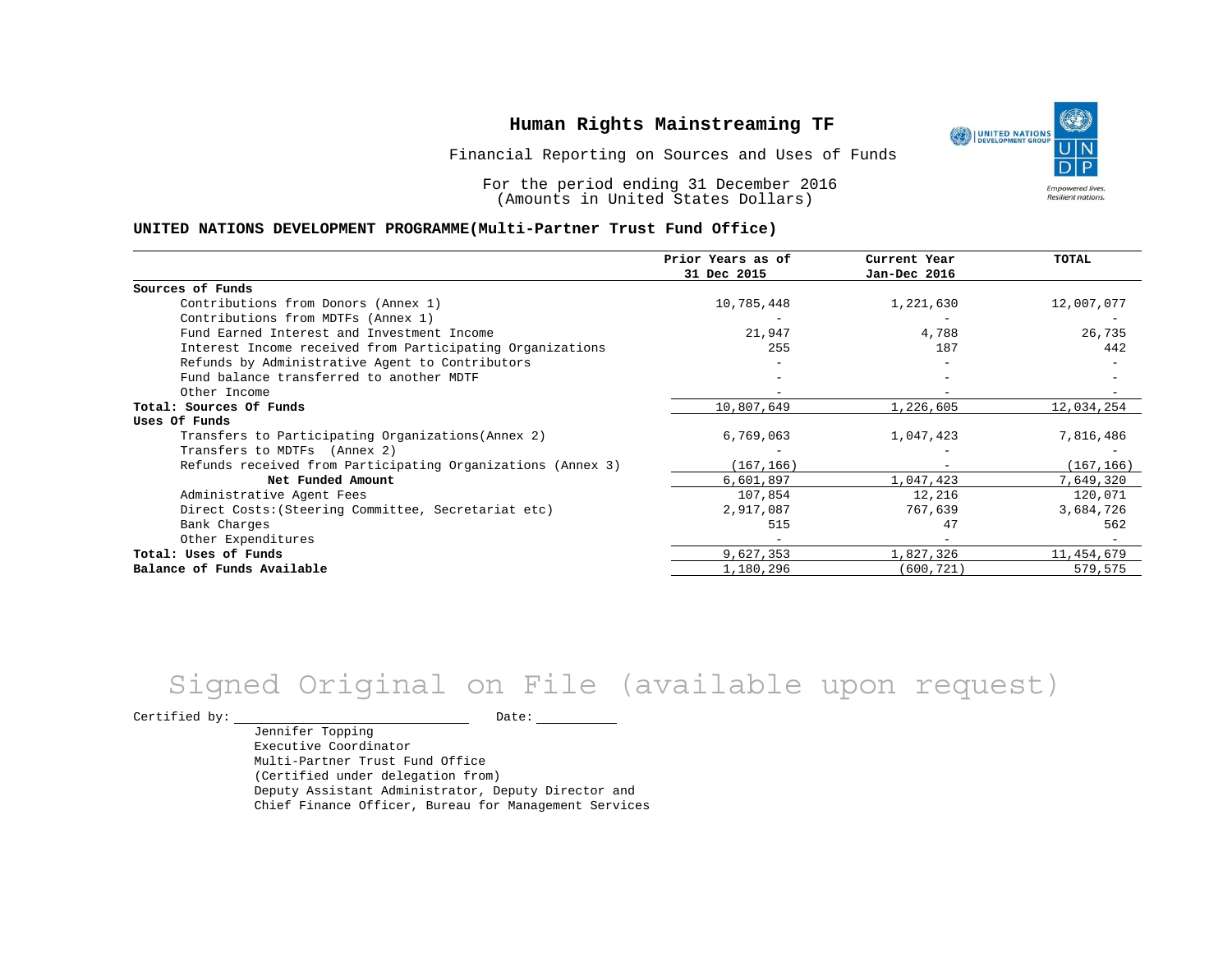# Human Rights Mainstreaming TF

Financial Reporting on Sources and Uses of Funds

For the period ending 31 December 2016
(Amounts in United States Dollars)

**UNITED NATIONS DEVELOPMENT PROGRAMME(Multi-Partner Trust Fund Office)**

| | Prior Years as of 31 Dec 2015 | Current Year Jan-Dec 2016 | TOTAL |
|---|---|---|---|
| **Sources of Funds** | | | |
| Contributions from Donors (Annex 1) | 10,785,448 | 1,221,630 | 12,007,077 |
| Contributions from MDTFs (Annex 1) | - | - | - |
| Fund Earned Interest and Investment Income | 21,947 | 4,788 | 26,735 |
| Interest Income received from Participating Organizations | 255 | 187 | 442 |
| Refunds by Administrative Agent to Contributors | - | - | - |
| Fund balance transferred to another MDTF | - | - | - |
| Other Income | - | - | - |
| **Total: Sources Of Funds** | 10,807,649 | 1,226,605 | 12,034,254 |
| **Uses Of Funds** | | | |
| Transfers to Participating Organizations(Annex 2) | 6,769,063 | 1,047,423 | 7,816,486 |
| Transfers to MDTFs (Annex 2) | - | - | - |
| Refunds received from Participating Organizations (Annex 3) | (167,166) | - | (167,166) |
| **Net Funded Amount** | 6,601,897 | 1,047,423 | 7,649,320 |
| Administrative Agent Fees | 107,854 | 12,216 | 120,071 |
| Direct Costs:(Steering Committee, Secretariat etc) | 2,917,087 | 767,639 | 3,684,726 |
| Bank Charges | 515 | 47 | 562 |
| Other Expenditures | - | - | - |
| **Total: Uses of Funds** | 9,627,353 | 1,827,326 | 11,454,679 |
| **Balance of Funds Available** | 1,180,296 | (600,721) | 579,575 |

Signed Original on File (available upon request)

Certified by: ____________________ Date: __________

Jennifer Topping
Executive Coordinator
Multi-Partner Trust Fund Office
(Certified under delegation from)
Deputy Assistant Administrator, Deputy Director and
Chief Finance Officer, Bureau for Management Services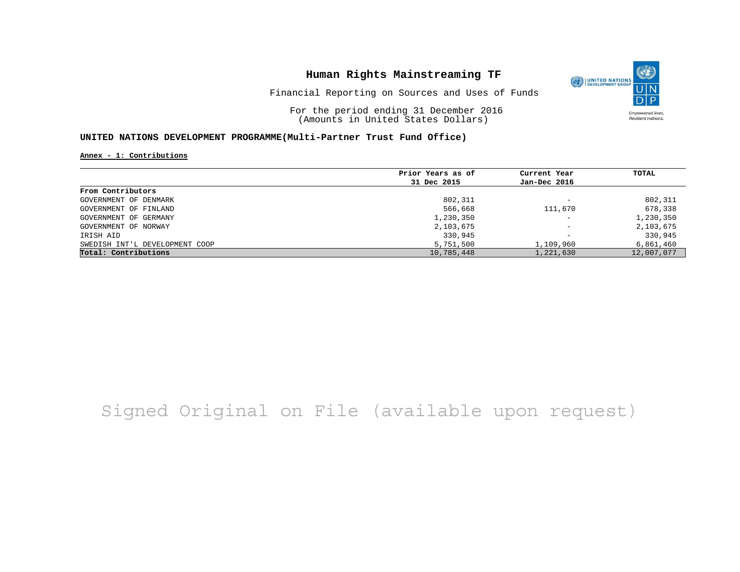# Human Rights Mainstreaming TF

Financial Reporting on Sources and Uses of Funds

For the period ending 31 December 2016
(Amounts in United States Dollars)

**UNITED NATIONS DEVELOPMENT PROGRAMME(Multi-Partner Trust Fund Office)**

**Annex - 1: Contributions**

| | Prior Years as of 31 Dec 2015 | Current Year Jan-Dec 2016 | TOTAL |
|---|---|---|---|
| **From Contributors** | | | |
| GOVERNMENT OF DENMARK | 802,311 | - | 802,311 |
| GOVERNMENT OF FINLAND | 566,668 | 111,670 | 678,338 |
| GOVERNMENT OF GERMANY | 1,230,350 | - | 1,230,350 |
| GOVERNMENT OF NORWAY | 2,103,675 | - | 2,103,675 |
| IRISH AID | 330,945 | - | 330,945 |
| SWEDISH INT'L DEVELOPMENT COOP | 5,751,500 | 1,109,960 | 6,861,460 |
| **Total: Contributions** | 10,785,448 | 1,221,630 | 12,007,077 |

Signed Original on File (available upon request)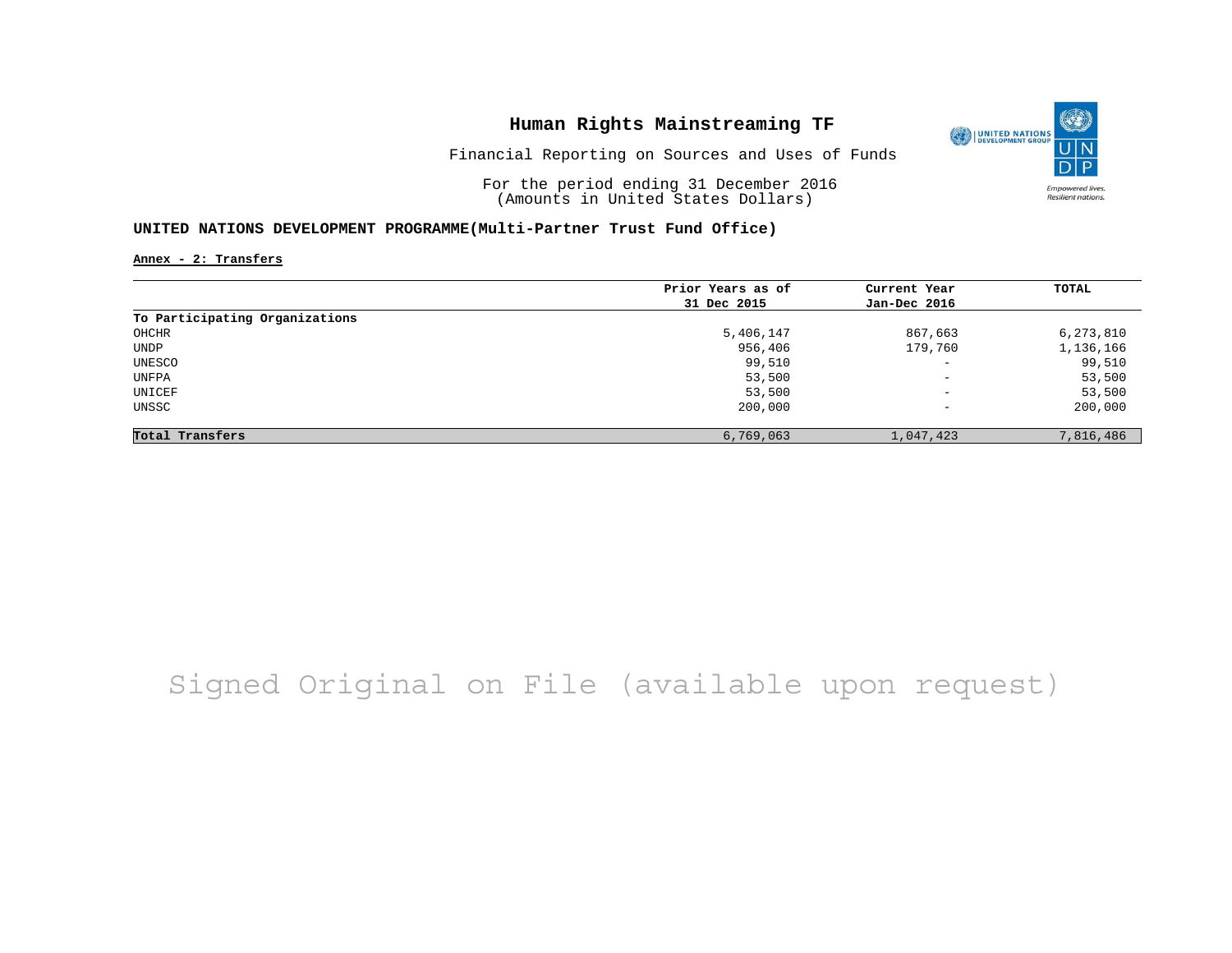# Human Rights Mainstreaming TF

Financial Reporting on Sources and Uses of Funds

For the period ending 31 December 2016
(Amounts in United States Dollars)

**UNITED NATIONS DEVELOPMENT PROGRAMME(Multi-Partner Trust Fund Office)**

**Annex - 2: Transfers**

| | Prior Years as of 31 Dec 2015 | Current Year Jan-Dec 2016 | TOTAL |
|---|---|---|---|
| **To Participating Organizations** | | | |
| OHCHR | 5,406,147 | 867,663 | 6,273,810 |
| UNDP | 956,406 | 179,760 | 1,136,166 |
| UNESCO | 99,510 | - | 99,510 |
| UNFPA | 53,500 | - | 53,500 |
| UNICEF | 53,500 | - | 53,500 |
| UNSSC | 200,000 | - | 200,000 |
| **Total Transfers** | 6,769,063 | 1,047,423 | 7,816,486 |

Signed Original on File (available upon request)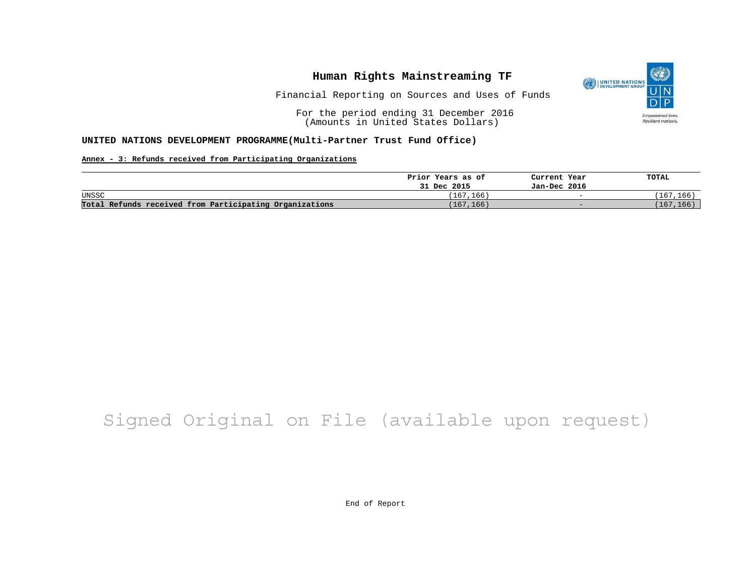# Human Rights Mainstreaming TF

Financial Reporting on Sources and Uses of Funds

For the period ending 31 December 2016
(Amounts in United States Dollars)

**UNITED NATIONS DEVELOPMENT PROGRAMME(Multi-Partner Trust Fund Office)**

**Annex - 3: Refunds received from Participating Organizations**

| | Prior Years as of 31 Dec 2015 | Current Year Jan-Dec 2016 | TOTAL |
|---|---|---|---|
| UNSSC | (167,166) | - | (167,166) |
| **Total Refunds received from Participating Organizations** | (167,166) | - | (167,166) |

Signed Original on File (available upon request)

End of Report